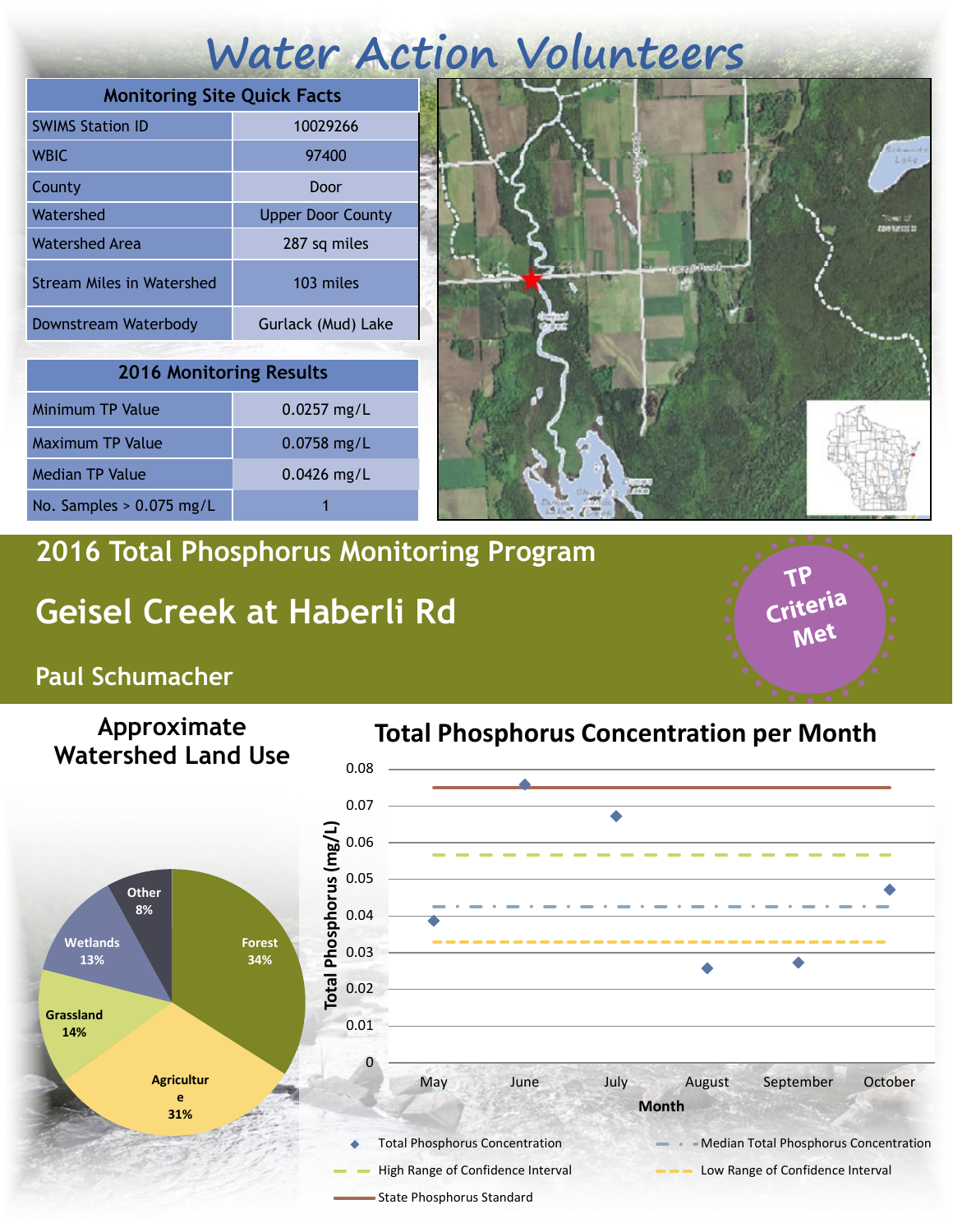# Water Action Volunteers

| Monitoring Site Quick Facts | |
|---|---|
| SWIMS Station ID | 10029266 |
| WBIC | 97400 |
| County | Door |
| Watershed | Upper Door County |
| Watershed Area | 287 sq miles |
| Stream Miles in Watershed | 103 miles |
| Downstream Waterbody | Gurlack (Mud) Lake |

| 2016 Monitoring Results | |
|---|---|
| Minimum TP Value | 0.0257 mg/L |
| Maximum TP Value | 0.0758 mg/L |
| Median TP Value | 0.0426 mg/L |
| No. Samples > 0.075 mg/L | 1 |

## 2016 Total Phosphorus Monitoring Program

# Geisel Creek at Haberli Rd

### Paul Schumacher

**TP Criteria Met**

### Approximate Watershed Land Use

- Forest 34%
- Agriculture 31%
- Grassland 14%
- Wetlands 13%
- Other 8%

### Total Phosphorus Concentration per Month

Legend: Total Phosphorus Concentration; Median Total Phosphorus Concentration; High Range of Confidence Interval; Low Range of Confidence Interval; State Phosphorus Standard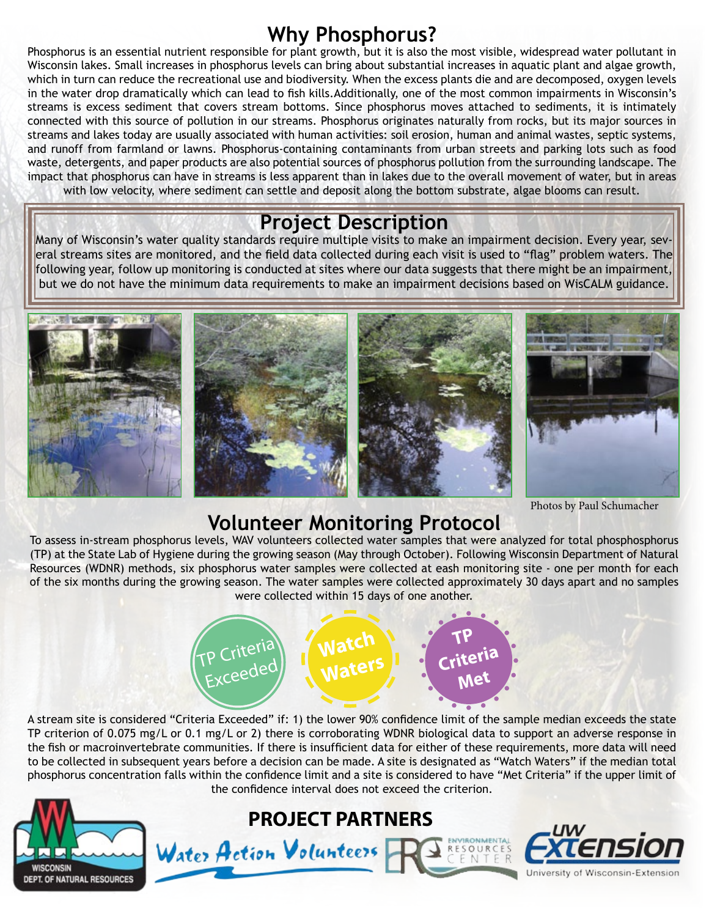## Why Phosphorus?

Phosphorus is an essential nutrient responsible for plant growth, but it is also the most visible, widespread water pollutant in Wisconsin lakes. Small increases in phosphorus levels can bring about substantial increases in aquatic plant and algae growth, which in turn can reduce the recreational use and biodiversity. When the excess plants die and are decomposed, oxygen levels in the water drop dramatically which can lead to fish kills.Additionally, one of the most common impairments in Wisconsin's streams is excess sediment that covers stream bottoms. Since phosphorus moves attached to sediments, it is intimately connected with this source of pollution in our streams. Phosphorus originates naturally from rocks, but its major sources in streams and lakes today are usually associated with human activities: soil erosion, human and animal wastes, septic systems, and runoff from farmland or lawns. Phosphorus-containing contaminants from urban streets and parking lots such as food waste, detergents, and paper products are also potential sources of phosphorus pollution from the surrounding landscape. The impact that phosphorus can have in streams is less apparent than in lakes due to the overall movement of water, but in areas with low velocity, where sediment can settle and deposit along the bottom substrate, algae blooms can result.

## Project Description

Many of Wisconsin's water quality standards require multiple visits to make an impairment decision. Every year, several streams sites are monitored, and the field data collected during each visit is used to "flag" problem waters. The following year, follow up monitoring is conducted at sites where our data suggests that there might be an impairment, but we do not have the minimum data requirements to make an impairment decisions based on WisCALM guidance.

Photos by Paul Schumacher

## Volunteer Monitoring Protocol

To assess in-stream phosphorus levels, WAV volunteers collected water samples that were analyzed for total phosphosphorus (TP) at the State Lab of Hygiene during the growing season (May through October). Following Wisconsin Department of Natural Resources (WDNR) methods, six phosphorus water samples were collected at eash monitoring site - one per month for each of the six months during the growing season. The water samples were collected approximately 30 days apart and no samples were collected within 15 days of one another.

TP Criteria Exceeded

Watch Waters

TP Criteria Met

A stream site is considered "Criteria Exceeded" if: 1) the lower 90% confidence limit of the sample median exceeds the state TP criterion of 0.075 mg/L or 0.1 mg/L or 2) there is corroborating WDNR biological data to support an adverse response in the fish or macroinvertebrate communities. If there is insufficient data for either of these requirements, more data will need to be collected in subsequent years before a decision can be made. A site is designated as "Watch Waters" if the median total phosphorus concentration falls within the confidence limit and a site is considered to have "Met Criteria" if the upper limit of the confidence interval does not exceed the criterion.

## PROJECT PARTNERS

Wisconsin Dept. of Natural Resources

Water Action Volunteers

Environmental Resources Center

UW Extension – University of Wisconsin-Extension